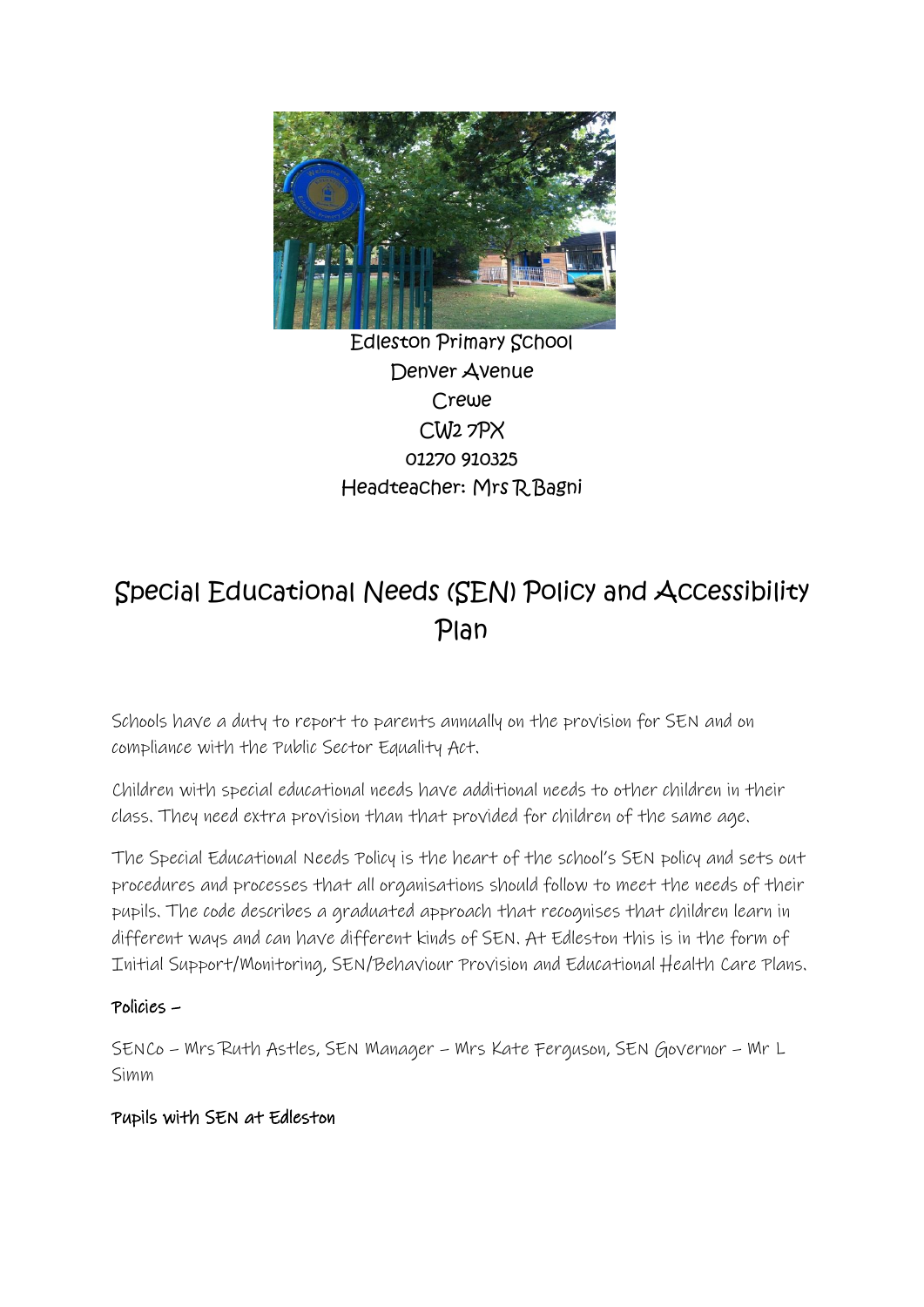Edleston Primary School
Denver Avenue
Crewe
CW2 7PX
01270 910325
Headteacher: Mrs R Bagni

# Special Educational Needs (SEN) Policy and Accessibility Plan

Schools have a duty to report to parents annually on the provision for SEN and on compliance with the Public Sector Equality Act.

Children with special educational needs have additional needs to other children in their class. They need extra provision than that provided for children of the same age.

The Special Educational Needs Policy is the heart of the school's SEN policy and sets out procedures and processes that all organisations should follow to meet the needs of their pupils. The code describes a graduated approach that recognises that children learn in different ways and can have different kinds of SEN. At Edleston this is in the form of Initial Support/Monitoring, SEN/Behaviour Provision and Educational Health Care Plans.

**Policies –**

SENCo – Mrs Ruth Astles, SEN Manager – Mrs Kate Ferguson, SEN Governor – Mr L Simm

**Pupils with SEN at Edleston**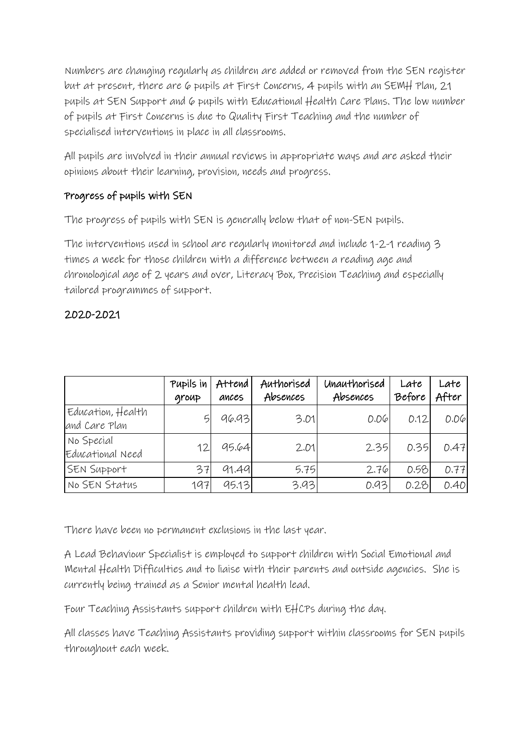Numbers are changing regularly as children are added or removed from the SEN register but at present, there are 6 pupils at First Concerns, 4 pupils with an SEMH Plan, 21 pupils at SEN Support and 6 pupils with Educational Health Care Plans. The low number of pupils at First Concerns is due to Quality First Teaching and the number of specialised interventions in place in all classrooms.

All pupils are involved in their annual reviews in appropriate ways and are asked their opinions about their learning, provision, needs and progress.

### Progress of pupils with SEN

The progress of pupils with SEN is generally below that of non-SEN pupils.

The interventions used in school are regularly monitored and include 1-2-1 reading 3 times a week for those children with a difference between a reading age and chronological age of 2 years and over, Literacy Box, Precision Teaching and especially tailored programmes of support.

## 2020-2021

| | Pupils in group | Attendances | Authorised Absences | Unauthorised Absences | Late Before | Late After |
|---|---|---|---|---|---|---|
| Education, Health and Care Plan | 5 | 96.93 | 3.01 | 0.06 | 0.12 | 0.06 |
| No Special Educational Need | 12 | 95.64 | 2.01 | 2.35 | 0.35 | 0.47 |
| SEN Support | 37 | 91.49 | 5.75 | 2.76 | 0.58 | 0.77 |
| No SEN Status | 197 | 95.13 | 3.93 | 0.93 | 0.28 | 0.40 |

There have been no permanent exclusions in the last year.

A Lead Behaviour Specialist is employed to support children with Social Emotional and Mental Health Difficulties and to liaise with their parents and outside agencies. She is currently being trained as a Senior mental health lead.

Four Teaching Assistants support children with EHCPs during the day.

All classes have Teaching Assistants providing support within classrooms for SEN pupils throughout each week.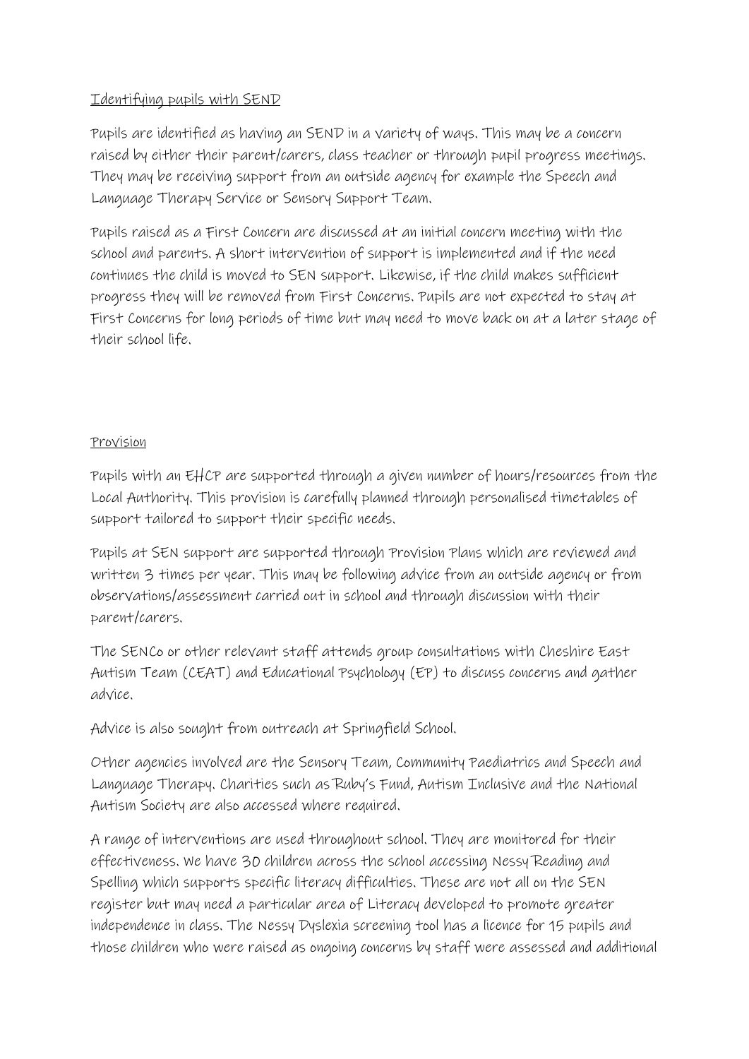## Identifying pupils with SEND

Pupils are identified as having an SEND in a variety of ways. This may be a concern raised by either their parent/carers, class teacher or through pupil progress meetings. They may be receiving support from an outside agency for example the Speech and Language Therapy Service or Sensory Support Team.

Pupils raised as a First Concern are discussed at an initial concern meeting with the school and parents. A short intervention of support is implemented and if the need continues the child is moved to SEN support. Likewise, if the child makes sufficient progress they will be removed from First Concerns. Pupils are not expected to stay at First Concerns for long periods of time but may need to move back on at a later stage of their school life.

## Provision

Pupils with an EHCP are supported through a given number of hours/resources from the Local Authority. This provision is carefully planned through personalised timetables of support tailored to support their specific needs.

Pupils at SEN support are supported through Provision Plans which are reviewed and written 3 times per year. This may be following advice from an outside agency or from observations/assessment carried out in school and through discussion with their parent/carers.

The SENCo or other relevant staff attends group consultations with Cheshire East Autism Team (CEAT) and Educational Psychology (EP) to discuss concerns and gather advice.

Advice is also sought from outreach at Springfield School.

Other agencies involved are the Sensory Team, Community Paediatrics and Speech and Language Therapy. Charities such as Ruby's Fund, Autism Inclusive and the National Autism Society are also accessed where required.

A range of interventions are used throughout school. They are monitored for their effectiveness. We have 30 children across the school accessing Nessy Reading and Spelling which supports specific literacy difficulties. These are not all on the SEN register but may need a particular area of Literacy developed to promote greater independence in class. The Nessy Dyslexia screening tool has a licence for 15 pupils and those children who were raised as ongoing concerns by staff were assessed and additional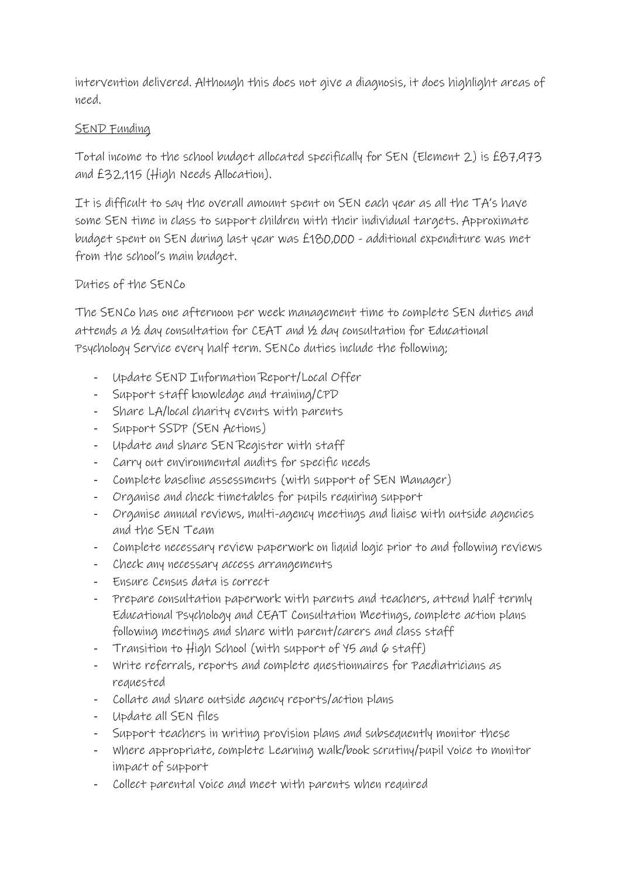intervention delivered. Although this does not give a diagnosis, it does highlight areas of need.

<u>SEND Funding</u>

Total income to the school budget allocated specifically for SEN (Element 2) is £87,973 and £32,115 (High Needs Allocation).

It is difficult to say the overall amount spent on SEN each year as all the TA's have some SEN time in class to support children with their individual targets. Approximate budget spent on SEN during last year was £180,000 - additional expenditure was met from the school's main budget.

Duties of the SENCo

The SENCo has one afternoon per week management time to complete SEN duties and attends a ½ day consultation for CEAT and ½ day consultation for Educational Psychology Service every half term. SENCo duties include the following;

- Update SEND Information Report/Local Offer
- Support staff knowledge and training/CPD
- Share LA/local charity events with parents
- Support SSDP (SEN Actions)
- Update and share SEN Register with staff
- Carry out environmental audits for specific needs
- Complete baseline assessments (with support of SEN Manager)
- Organise and check timetables for pupils requiring support
- Organise annual reviews, multi-agency meetings and liaise with outside agencies and the SEN Team
- Complete necessary review paperwork on liquid logic prior to and following reviews
- Check any necessary access arrangements
- Ensure Census data is correct
- Prepare consultation paperwork with parents and teachers, attend half termly Educational Psychology and CEAT Consultation Meetings, complete action plans following meetings and share with parent/carers and class staff
- Transition to High School (with support of Y5 and 6 staff)
- Write referrals, reports and complete questionnaires for Paediatricians as requested
- Collate and share outside agency reports/action plans
- Update all SEN files
- Support teachers in writing provision plans and subsequently monitor these
- Where appropriate, complete Learning walk/book scrutiny/pupil voice to monitor impact of support
- Collect parental voice and meet with parents when required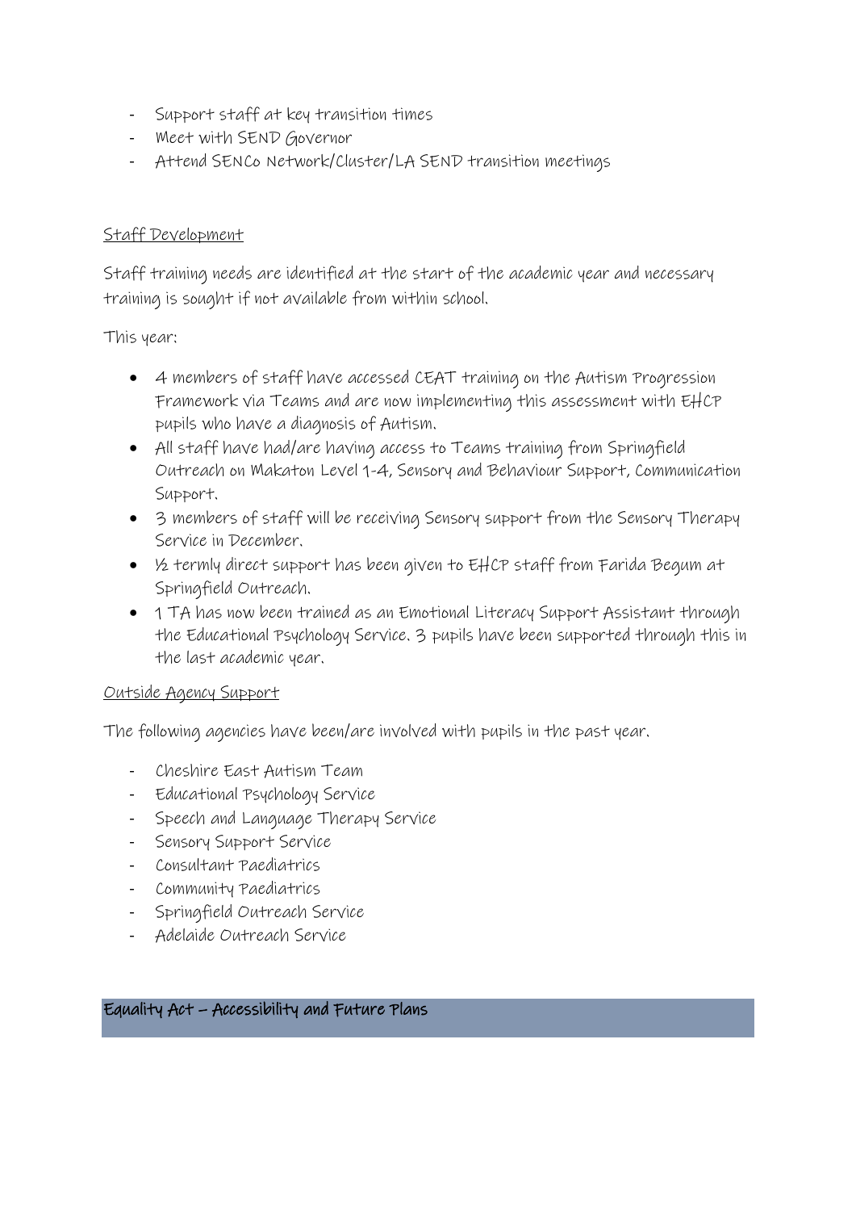- Support staff at key transition times
- Meet with SEND Governor
- Attend SENCo Network/Cluster/LA SEND transition meetings

## Staff Development

Staff training needs are identified at the start of the academic year and necessary training is sought if not available from within school.

This year;

- 4 members of staff have accessed CEAT training on the Autism Progression Framework via Teams and are now implementing this assessment with EHCP pupils who have a diagnosis of Autism.
- All staff have had/are having access to Teams training from Springfield Outreach on Makaton Level 1-4, Sensory and Behaviour Support, Communication Support.
- 3 members of staff will be receiving Sensory support from the Sensory Therapy Service in December.
- ½ termly direct support has been given to EHCP staff from Farida Begum at Springfield Outreach.
- 1 TA has now been trained as an Emotional Literacy Support Assistant through the Educational Psychology Service. 3 pupils have been supported through this in the last academic year.

## Outside Agency Support

The following agencies have been/are involved with pupils in the past year.

- Cheshire East Autism Team
- Educational Psychology Service
- Speech and Language Therapy Service
- Sensory Support Service
- Consultant Paediatrics
- Community Paediatrics
- Springfield Outreach Service
- Adelaide Outreach Service

## Equality Act – Accessibility and Future Plans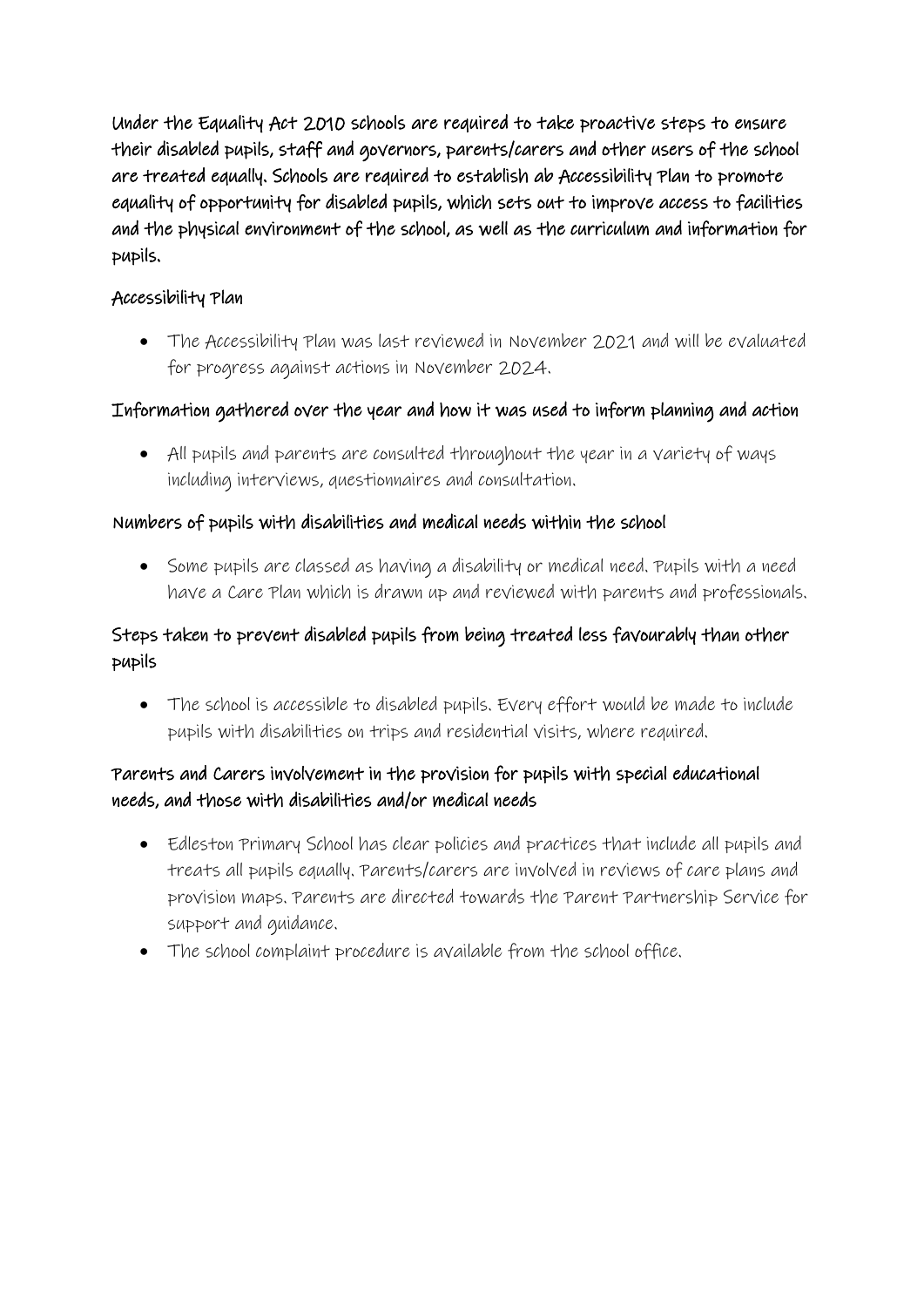**Under the Equality Act 2010 schools are required to take proactive steps to ensure their disabled pupils, staff and governors, parents/carers and other users of the school are treated equally. Schools are required to establish ab Accessibility Plan to promote equality of opportunity for disabled pupils, which sets out to improve access to facilities and the physical environment of the school, as well as the curriculum and information for pupils.**

## Accessibility Plan

- The Accessibility Plan was last reviewed in November 2021 and will be evaluated for progress against actions in November 2024.

## Information gathered over the year and how it was used to inform planning and action

- All pupils and parents are consulted throughout the year in a variety of ways including interviews, questionnaires and consultation.

## Numbers of pupils with disabilities and medical needs within the school

- Some pupils are classed as having a disability or medical need. Pupils with a need have a Care Plan which is drawn up and reviewed with parents and professionals.

## Steps taken to prevent disabled pupils from being treated less favourably than other pupils

- The school is accessible to disabled pupils. Every effort would be made to include pupils with disabilities on trips and residential visits, where required.

## Parents and Carers involvement in the provision for pupils with special educational needs, and those with disabilities and/or medical needs

- Edleston Primary School has clear policies and practices that include all pupils and treats all pupils equally. Parents/carers are involved in reviews of care plans and provision maps. Parents are directed towards the Parent Partnership Service for support and guidance.
- The school complaint procedure is available from the school office.